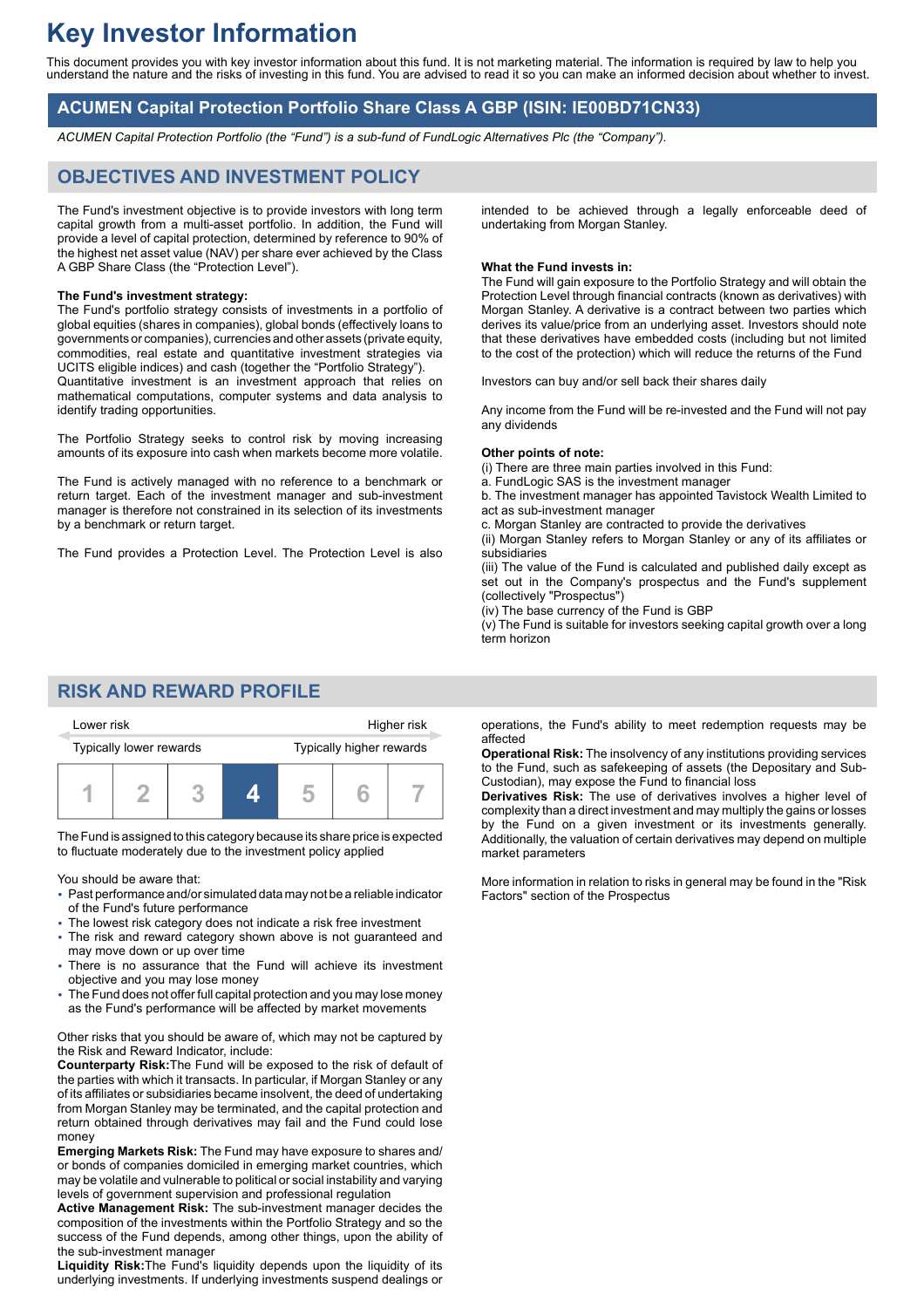# Key Investor Information

This document provides you with key investor information about this fund. It is not marketing material. The information is required by law to help you understand the nature and the risks of investing in this fund. You are advised to read it so you can make an informed decision about whether to invest.

## ACUMEN Capital Protection Portfolio Share Class A GBP (ISIN: IE00BD71CN33)

*ACUMEN Capital Protection Portfolio (the "Fund") is a sub-fund of FundLogic Alternatives Plc (the "Company").*

## OBJECTIVES AND INVESTMENT POLICY

The Fund's investment objective is to provide investors with long term capital growth from a multi-asset portfolio. In addition, the Fund will provide a level of capital protection, determined by reference to 90% of the highest net asset value (NAV) per share ever achieved by the Class A GBP Share Class (the "Protection Level").

**The Fund's investment strategy:**
The Fund's portfolio strategy consists of investments in a portfolio of global equities (shares in companies), global bonds (effectively loans to governments or companies), currencies and other assets (private equity, commodities, real estate and quantitative investment strategies via UCITS eligible indices) and cash (together the "Portfolio Strategy").
Quantitative investment is an investment approach that relies on mathematical computations, computer systems and data analysis to identify trading opportunities.

The Portfolio Strategy seeks to control risk by moving increasing amounts of its exposure into cash when markets become more volatile.

The Fund is actively managed with no reference to a benchmark or return target. Each of the investment manager and sub-investment manager is therefore not constrained in its selection of its investments by a benchmark or return target.

The Fund provides a Protection Level. The Protection Level is also intended to be achieved through a legally enforceable deed of undertaking from Morgan Stanley.

**What the Fund invests in:**
The Fund will gain exposure to the Portfolio Strategy and will obtain the Protection Level through financial contracts (known as derivatives) with Morgan Stanley. A derivative is a contract between two parties which derives its value/price from an underlying asset. Investors should note that these derivatives have embedded costs (including but not limited to the cost of the protection) which will reduce the returns of the Fund

Investors can buy and/or sell back their shares daily

Any income from the Fund will be re-invested and the Fund will not pay any dividends

**Other points of note:**
(i) There are three main parties involved in this Fund:
a. FundLogic SAS is the investment manager
b. The investment manager has appointed Tavistock Wealth Limited to act as sub-investment manager
c. Morgan Stanley are contracted to provide the derivatives
(ii) Morgan Stanley refers to Morgan Stanley or any of its affiliates or subsidiaries
(iii) The value of the Fund is calculated and published daily except as set out in the Company's prospectus and the Fund's supplement (collectively "Prospectus")
(iv) The base currency of the Fund is GBP
(v) The Fund is suitable for investors seeking capital growth over a long term horizon

## RISK AND REWARD PROFILE

| Lower risk | | | | | | Higher risk |
|---|---|---|---|---|---|---|
| Typically lower rewards | | | | | | Typically higher rewards |
| 1 | 2 | 3 | **4** | 5 | 6 | 7 |

The Fund is assigned to this category because its share price is expected to fluctuate moderately due to the investment policy applied

You should be aware that:
- Past performance and/or simulated data may not be a reliable indicator of the Fund's future performance
- The lowest risk category does not indicate a risk free investment
- The risk and reward category shown above is not guaranteed and may move down or up over time
- There is no assurance that the Fund will achieve its investment objective and you may lose money
- The Fund does not offer full capital protection and you may lose money as the Fund's performance will be affected by market movements

Other risks that you should be aware of, which may not be captured by the Risk and Reward Indicator, include:
**Counterparty Risk:** The Fund will be exposed to the risk of default of the parties with which it transacts. In particular, if Morgan Stanley or any of its affiliates or subsidiaries became insolvent, the deed of undertaking from Morgan Stanley may be terminated, and the capital protection and return obtained through derivatives may fail and the Fund could lose money
**Emerging Markets Risk:** The Fund may have exposure to shares and/or bonds of companies domiciled in emerging market countries, which may be volatile and vulnerable to political or social instability and varying levels of government supervision and professional regulation
**Active Management Risk:** The sub-investment manager decides the composition of the investments within the Portfolio Strategy and so the success of the Fund depends, among other things, upon the ability of the sub-investment manager
**Liquidity Risk:** The Fund's liquidity depends upon the liquidity of its underlying investments. If underlying investments suspend dealings or operations, the Fund's ability to meet redemption requests may be affected
**Operational Risk:** The insolvency of any institutions providing services to the Fund, such as safekeeping of assets (the Depositary and Sub-Custodian), may expose the Fund to financial loss
**Derivatives Risk:** The use of derivatives involves a higher level of complexity than a direct investment and may multiply the gains or losses by the Fund on a given investment or its investments generally. Additionally, the valuation of certain derivatives may depend on multiple market parameters

More information in relation to risks in general may be found in the "Risk Factors" section of the Prospectus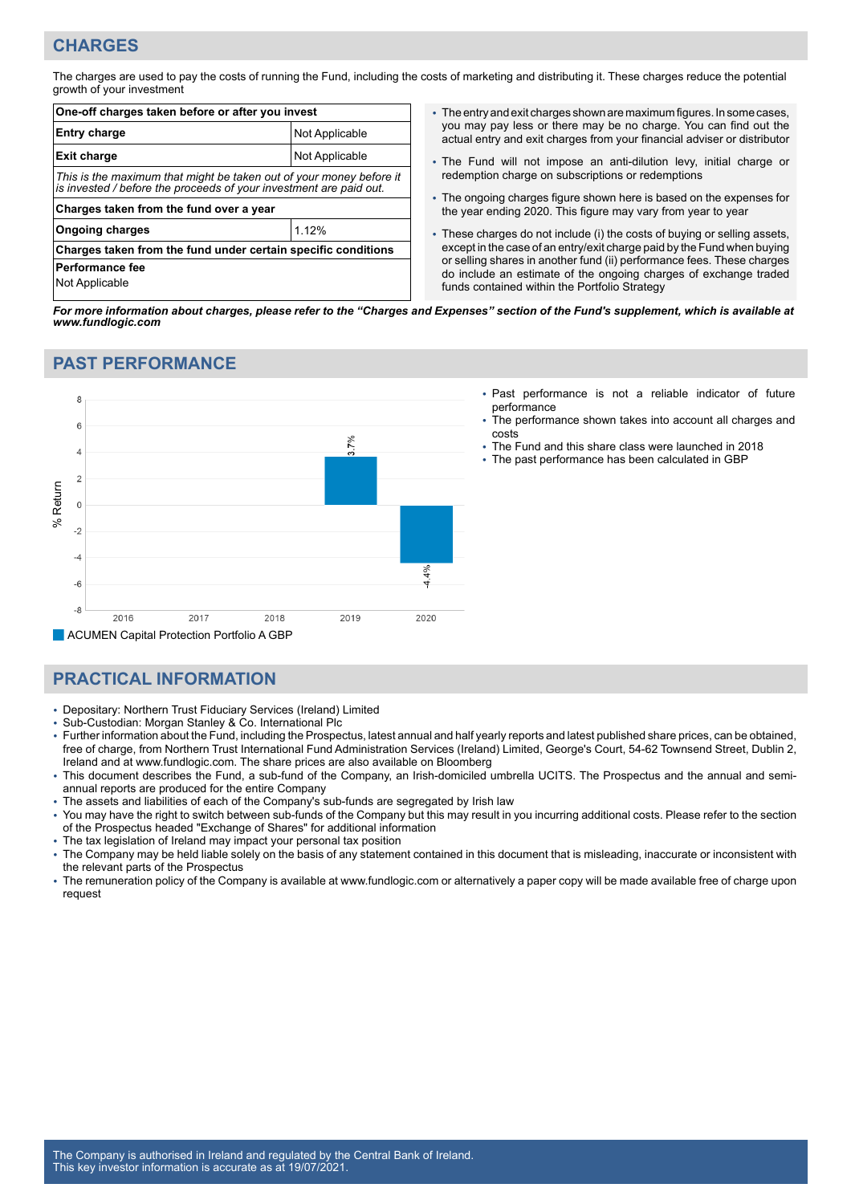## CHARGES

The charges are used to pay the costs of running the Fund, including the costs of marketing and distributing it. These charges reduce the potential growth of your investment

| One-off charges taken before or after you invest | |
|---|---|
| **Entry charge** | Not Applicable |
| **Exit charge** | Not Applicable |
| *This is the maximum that might be taken out of your money before it is invested / before the proceeds of your investment are paid out.* | |
| **Charges taken from the fund over a year** | |
| **Ongoing charges** | 1.12% |
| **Charges taken from the fund under certain specific conditions** | |
| **Performance fee** Not Applicable | |

- The entry and exit charges shown are maximum figures. In some cases, you may pay less or there may be no charge. You can find out the actual entry and exit charges from your financial adviser or distributor
- The Fund will not impose an anti-dilution levy, initial charge or redemption charge on subscriptions or redemptions
- The ongoing charges figure shown here is based on the expenses for the year ending 2020. This figure may vary from year to year
- These charges do not include (i) the costs of buying or selling assets, except in the case of an entry/exit charge paid by the Fund when buying or selling shares in another fund (ii) performance fees. These charges do include an estimate of the ongoing charges of exchange traded funds contained within the Portfolio Strategy

***For more information about charges, please refer to the "Charges and Expenses" section of the Fund's supplement, which is available at www.fundlogic.com***

## PAST PERFORMANCE

% Return

8
6
4
2
0
-2
-4
-6
-8

2016 2017 2018 2019 2020

3.7%
-4.4%

ACUMEN Capital Protection Portfolio A GBP

- Past performance is not a reliable indicator of future performance
- The performance shown takes into account all charges and costs
- The Fund and this share class were launched in 2018
- The past performance has been calculated in GBP

## PRACTICAL INFORMATION

- Depositary: Northern Trust Fiduciary Services (Ireland) Limited
- Sub-Custodian: Morgan Stanley & Co. International Plc
- Further information about the Fund, including the Prospectus, latest annual and half yearly reports and latest published share prices, can be obtained, free of charge, from Northern Trust International Fund Administration Services (Ireland) Limited, George's Court, 54-62 Townsend Street, Dublin 2, Ireland and at www.fundlogic.com. The share prices are also available on Bloomberg
- This document describes the Fund, a sub-fund of the Company, an Irish-domiciled umbrella UCITS. The Prospectus and the annual and semi-annual reports are produced for the entire Company
- The assets and liabilities of each of the Company's sub-funds are segregated by Irish law
- You may have the right to switch between sub-funds of the Company but this may result in you incurring additional costs. Please refer to the section of the Prospectus headed "Exchange of Shares" for additional information
- The tax legislation of Ireland may impact your personal tax position
- The Company may be held liable solely on the basis of any statement contained in this document that is misleading, inaccurate or inconsistent with the relevant parts of the Prospectus
- The remuneration policy of the Company is available at www.fundlogic.com or alternatively a paper copy will be made available free of charge upon request

The Company is authorised in Ireland and regulated by the Central Bank of Ireland.
This key investor information is accurate as at 19/07/2021.